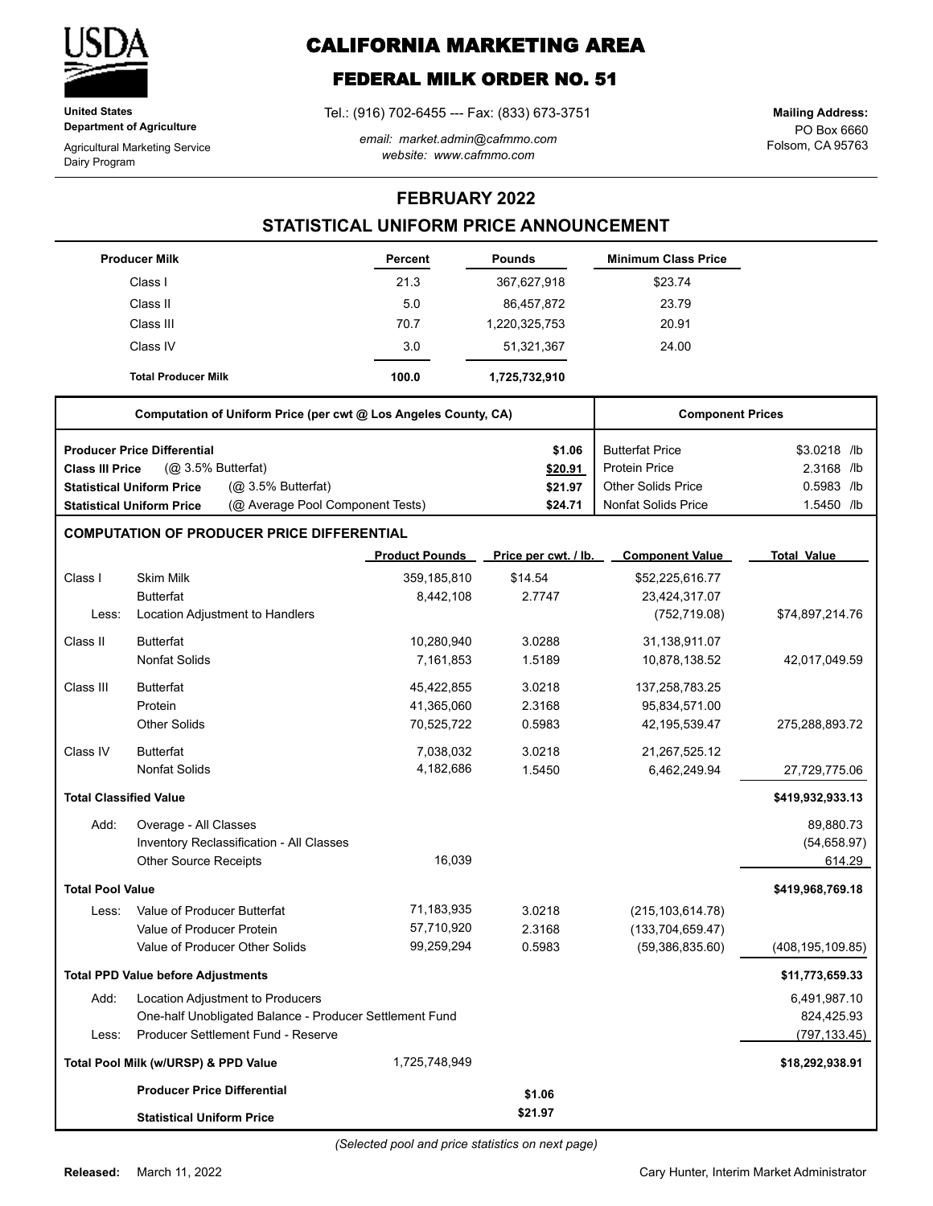**USDA**

**United States Department of Agriculture**

Agricultural Marketing Service
Dairy Program

# CALIFORNIA MARKETING AREA

## FEDERAL MILK ORDER NO. 51

Tel.: (916) 702-6455 --- Fax: (833) 673-3751

*email: market.admin@cafmmo.com*
*website: www.cafmmo.com*

**Mailing Address:**
PO Box 6660
Folsom, CA 95763

## FEBRUARY 2022

## STATISTICAL UNIFORM PRICE ANNOUNCEMENT

| Producer Milk | Percent | Pounds | Minimum Class Price |
|---|---|---|---|
| Class I | 21.3 | 367,627,918 | $23.74 |
| Class II | 5.0 | 86,457,872 | 23.79 |
| Class III | 70.7 | 1,220,325,753 | 20.91 |
| Class IV | 3.0 | 51,321,367 | 24.00 |
| **Total Producer Milk** | **100.0** | **1,725,732,910** | |

| Computation of Uniform Price (per cwt @ Los Angeles County, CA) | | Component Prices | |
|---|---|---|---|
| **Producer Price Differential** | **$1.06** | Butterfat Price | $3.0218 /lb |
| **Class III Price** (@ 3.5% Butterfat) | **$20.91** | Protein Price | 2.3168 /lb |
| **Statistical Uniform Price** (@ 3.5% Butterfat) | **$21.97** | Other Solids Price | 0.5983 /lb |
| **Statistical Uniform Price** (@ Average Pool Component Tests) | **$24.71** | Nonfat Solids Price | 1.5450 /lb |

### COMPUTATION OF PRODUCER PRICE DIFFERENTIAL

| | | Product Pounds | Price per cwt. / lb. | Component Value | Total Value |
|---|---|---|---|---|---|
| Class I | Skim Milk | 359,185,810 | $14.54 | $52,225,616.77 | |
| | Butterfat | 8,442,108 | 2.7747 | 23,424,317.07 | |
| Less: | Location Adjustment to Handlers | | | (752,719.08) | $74,897,214.76 |
| Class II | Butterfat | 10,280,940 | 3.0288 | 31,138,911.07 | |
| | Nonfat Solids | 7,161,853 | 1.5189 | 10,878,138.52 | 42,017,049.59 |
| Class III | Butterfat | 45,422,855 | 3.0218 | 137,258,783.25 | |
| | Protein | 41,365,060 | 2.3168 | 95,834,571.00 | |
| | Other Solids | 70,525,722 | 0.5983 | 42,195,539.47 | 275,288,893.72 |
| Class IV | Butterfat | 7,038,032 | 3.0218 | 21,267,525.12 | |
| | Nonfat Solids | 4,182,686 | 1.5450 | 6,462,249.94 | 27,729,775.06 |
| **Total Classified Value** | | | | | **$419,932,933.13** |
| Add: | Overage - All Classes | | | | 89,880.73 |
| | Inventory Reclassification - All Classes | | | | (54,658.97) |
| | Other Source Receipts | 16,039 | | | 614.29 |
| **Total Pool Value** | | | | | **$419,968,769.18** |
| Less: | Value of Producer Butterfat | 71,183,935 | 3.0218 | (215,103,614.78) | |
| | Value of Producer Protein | 57,710,920 | 2.3168 | (133,704,659.47) | |
| | Value of Producer Other Solids | 99,259,294 | 0.5983 | (59,386,835.60) | (408,195,109.85) |
| **Total PPD Value before Adjustments** | | | | | **$11,773,659.33** |
| Add: | Location Adjustment to Producers | | | | 6,491,987.10 |
| | One-half Unobligated Balance - Producer Settlement Fund | | | | 824,425.93 |
| Less: | Producer Settlement Fund - Reserve | | | | (797,133.45) |
| **Total Pool Milk (w/URSP) & PPD Value** | | 1,725,748,949 | | | **$18,292,938.91** |
| | **Producer Price Differential** | | **$1.06** | | |
| | **Statistical Uniform Price** | | **$21.97** | | |

*(Selected pool and price statistics on next page)*

**Released:** March 11, 2022

Cary Hunter, Interim Market Administrator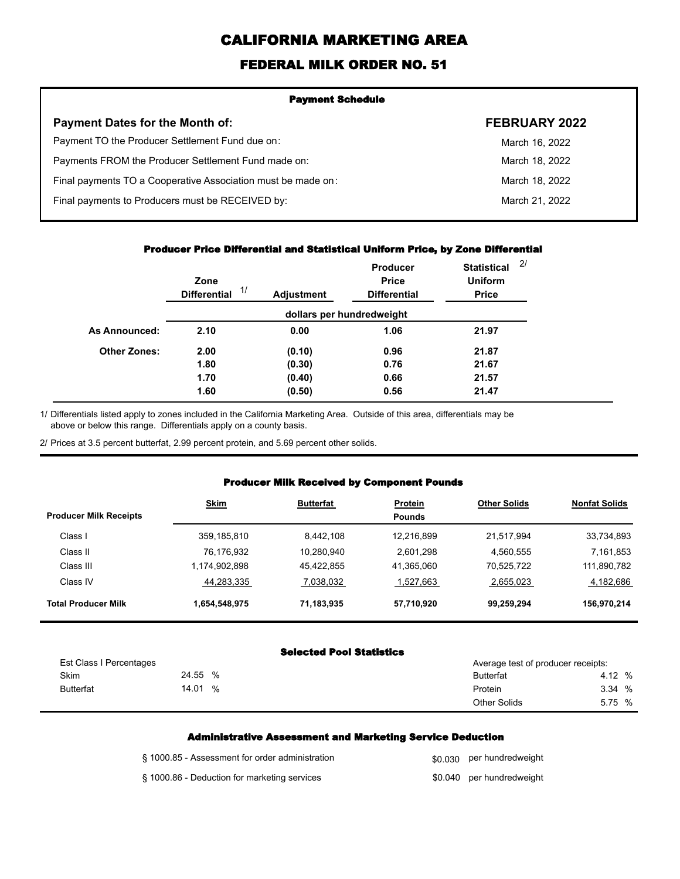# CALIFORNIA MARKETING AREA

## FEDERAL MILK ORDER NO. 51

### Payment Schedule

| Payment Dates for the Month of: | FEBRUARY 2022 |
|---|---|
| Payment TO the Producer Settlement Fund due on: | March 16, 2022 |
| Payments FROM the Producer Settlement Fund made on: | March 18, 2022 |
| Final payments TO a Cooperative Association must be made on: | March 18, 2022 |
| Final payments to Producers must be RECEIVED by: | March 21, 2022 |

### Producer Price Differential and Statistical Uniform Price, by Zone Differential

| | Zone Differential 1/ | Adjustment | Producer Price Differential | Statistical Uniform Price 2/ |
|---|---|---|---|---|
| | dollars per hundredweight | | | |
| **As Announced:** | **2.10** | **0.00** | **1.06** | **21.97** |
| **Other Zones:** | **2.00** | **(0.10)** | **0.96** | **21.87** |
| | **1.80** | **(0.30)** | **0.76** | **21.67** |
| | **1.70** | **(0.40)** | **0.66** | **21.57** |
| | **1.60** | **(0.50)** | **0.56** | **21.47** |

1/ Differentials listed apply to zones included in the California Marketing Area. Outside of this area, differentials may be above or below this range. Differentials apply on a county basis.

2/ Prices at 3.5 percent butterfat, 2.99 percent protein, and 5.69 percent other solids.

### Producer Milk Received by Component Pounds

| Producer Milk Receipts | Skim | Butterfat | Protein | Other Solids | Nonfat Solids |
|---|---|---|---|---|---|
| | | | Pounds | | |
| Class I | 359,185,810 | 8,442,108 | 12,216,899 | 21,517,994 | 33,734,893 |
| Class II | 76,176,932 | 10,280,940 | 2,601,298 | 4,560,555 | 7,161,853 |
| Class III | 1,174,902,898 | 45,422,855 | 41,365,060 | 70,525,722 | 111,890,782 |
| Class IV | 44,283,335 | 7,038,032 | 1,527,663 | 2,655,023 | 4,182,686 |
| **Total Producer Milk** | **1,654,548,975** | **71,183,935** | **57,710,920** | **99,259,294** | **156,970,214** |

### Selected Pool Statistics

| Est Class I Percentages | |
|---|---|
| Skim | 24.55 % |
| Butterfat | 14.01 % |

| Average test of producer receipts: | |
|---|---|
| Butterfat | 4.12 % |
| Protein | 3.34 % |
| Other Solids | 5.75 % |

### Administrative Assessment and Marketing Service Deduction

| | |
|---|---|
| § 1000.85 - Assessment for order administration | $0.030 per hundredweight |
| § 1000.86 - Deduction for marketing services | $0.040 per hundredweight |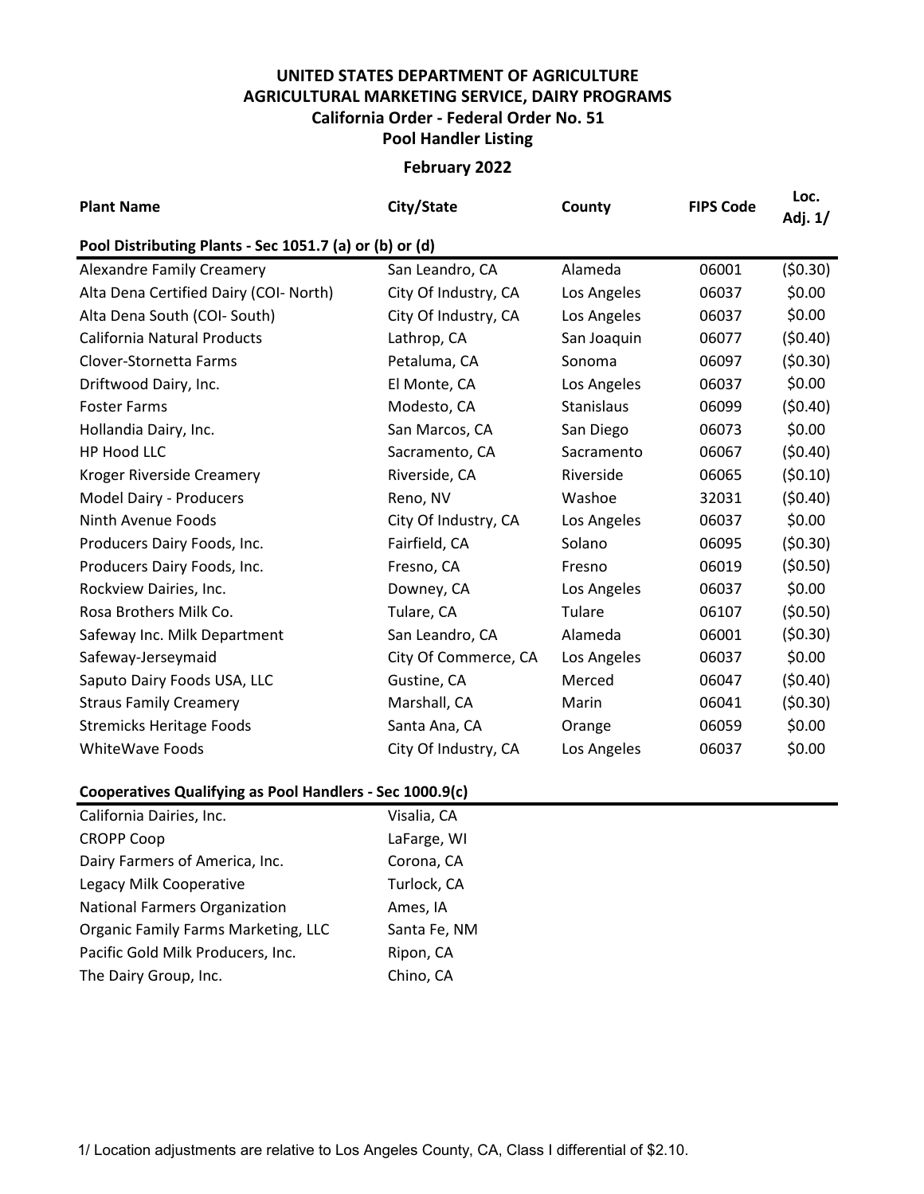# UNITED STATES DEPARTMENT OF AGRICULTURE
## AGRICULTURAL MARKETING SERVICE, DAIRY PROGRAMS
### California Order - Federal Order No. 51
### Pool Handler Listing

**February 2022**

| Plant Name | City/State | County | FIPS Code | Loc. Adj. 1/ |
|---|---|---|---|---|
| **Pool Distributing Plants - Sec 1051.7 (a) or (b) or (d)** | | | | |
| Alexandre Family Creamery | San Leandro, CA | Alameda | 06001 | ($0.30) |
| Alta Dena Certified Dairy (COI- North) | City Of Industry, CA | Los Angeles | 06037 | $0.00 |
| Alta Dena South (COI- South) | City Of Industry, CA | Los Angeles | 06037 | $0.00 |
| California Natural Products | Lathrop, CA | San Joaquin | 06077 | ($0.40) |
| Clover-Stornetta Farms | Petaluma, CA | Sonoma | 06097 | ($0.30) |
| Driftwood Dairy, Inc. | El Monte, CA | Los Angeles | 06037 | $0.00 |
| Foster Farms | Modesto, CA | Stanislaus | 06099 | ($0.40) |
| Hollandia Dairy, Inc. | San Marcos, CA | San Diego | 06073 | $0.00 |
| HP Hood LLC | Sacramento, CA | Sacramento | 06067 | ($0.40) |
| Kroger Riverside Creamery | Riverside, CA | Riverside | 06065 | ($0.10) |
| Model Dairy - Producers | Reno, NV | Washoe | 32031 | ($0.40) |
| Ninth Avenue Foods | City Of Industry, CA | Los Angeles | 06037 | $0.00 |
| Producers Dairy Foods, Inc. | Fairfield, CA | Solano | 06095 | ($0.30) |
| Producers Dairy Foods, Inc. | Fresno, CA | Fresno | 06019 | ($0.50) |
| Rockview Dairies, Inc. | Downey, CA | Los Angeles | 06037 | $0.00 |
| Rosa Brothers Milk Co. | Tulare, CA | Tulare | 06107 | ($0.50) |
| Safeway Inc. Milk Department | San Leandro, CA | Alameda | 06001 | ($0.30) |
| Safeway-Jerseymaid | City Of Commerce, CA | Los Angeles | 06037 | $0.00 |
| Saputo Dairy Foods USA, LLC | Gustine, CA | Merced | 06047 | ($0.40) |
| Straus Family Creamery | Marshall, CA | Marin | 06041 | ($0.30) |
| Stremicks Heritage Foods | Santa Ana, CA | Orange | 06059 | $0.00 |
| WhiteWave Foods | City Of Industry, CA | Los Angeles | 06037 | $0.00 |

**Cooperatives Qualifying as Pool Handlers - Sec 1000.9(c)**

| | |
|---|---|
| California Dairies, Inc. | Visalia, CA |
| CROPP Coop | LaFarge, WI |
| Dairy Farmers of America, Inc. | Corona, CA |
| Legacy Milk Cooperative | Turlock, CA |
| National Farmers Organization | Ames, IA |
| Organic Family Farms Marketing, LLC | Santa Fe, NM |
| Pacific Gold Milk Producers, Inc. | Ripon, CA |
| The Dairy Group, Inc. | Chino, CA |

1/ Location adjustments are relative to Los Angeles County, CA, Class I differential of $2.10.